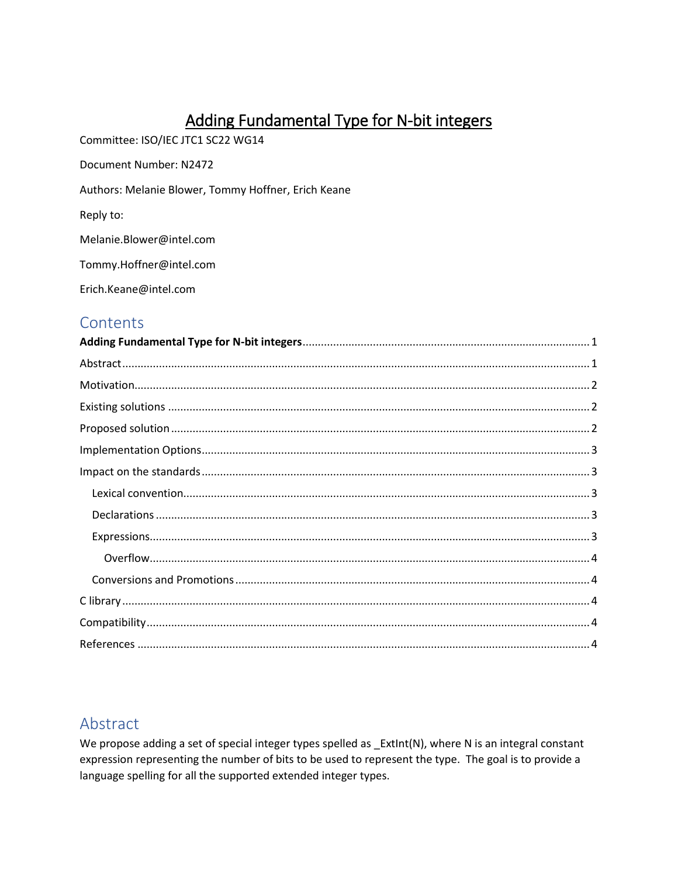# Adding Fundamental Type for N-bit integers

Committee: ISO/IEC JTC1 SC22 WG14

Document Number: N2472

Authors: Melanie Blower, Tommy Hoffner, Erich Keane

Reply to:

Melanie.Blower@intel.com

Tommy.Hoffner@intel.com

Erich.Keane@intel.com

## Contents

**Adding Fundamental Type for N-bit integers** ........ 1

Abstract ........ 1

Motivation ........ 2

Existing solutions ........ 2

Proposed solution ........ 2

Implementation Options ........ 3

Impact on the standards ........ 3

- Lexical convention ........ 3
- Declarations ........ 3
- Expressions ........ 3
  - Overflow ........ 4
- Conversions and Promotions ........ 4

C library ........ 4

Compatibility ........ 4

References ........ 4

## Abstract

We propose adding a set of special integer types spelled as _ExtInt(N), where N is an integral constant expression representing the number of bits to be used to represent the type. The goal is to provide a language spelling for all the supported extended integer types.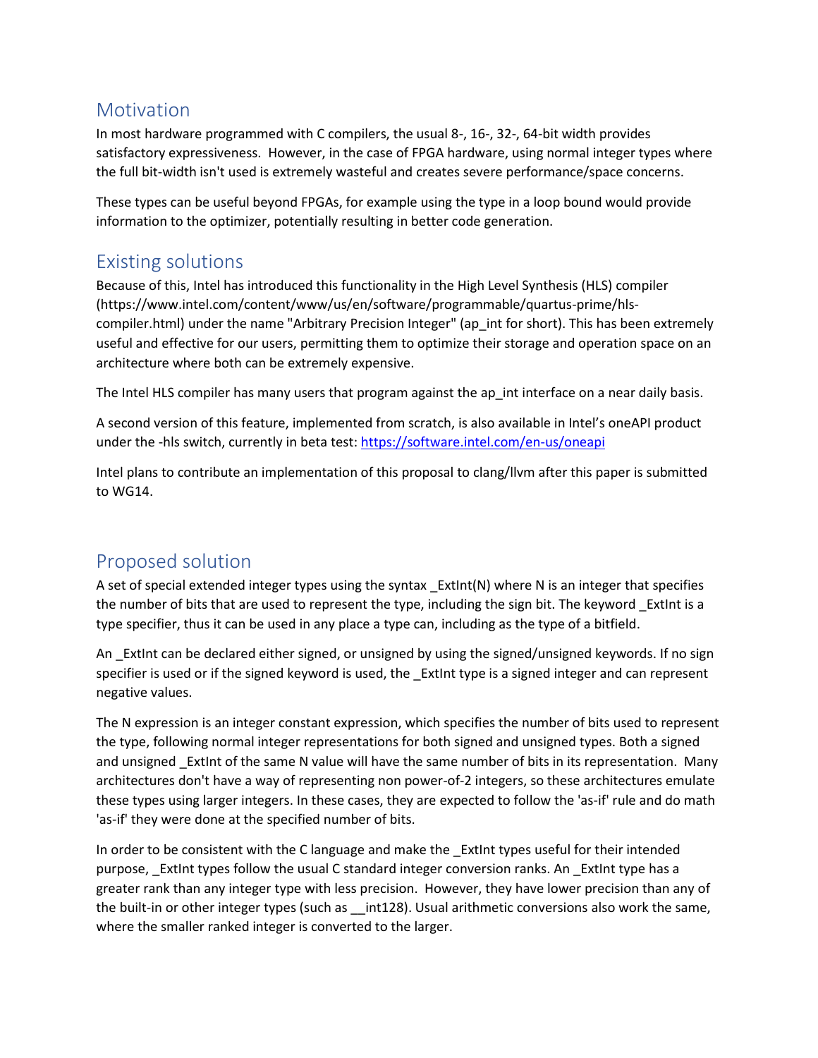## Motivation

In most hardware programmed with C compilers, the usual 8-, 16-, 32-, 64-bit width provides satisfactory expressiveness. However, in the case of FPGA hardware, using normal integer types where the full bit-width isn't used is extremely wasteful and creates severe performance/space concerns.

These types can be useful beyond FPGAs, for example using the type in a loop bound would provide information to the optimizer, potentially resulting in better code generation.

## Existing solutions

Because of this, Intel has introduced this functionality in the High Level Synthesis (HLS) compiler (https://www.intel.com/content/www/us/en/software/programmable/quartus-prime/hls-compiler.html) under the name "Arbitrary Precision Integer" (ap_int for short). This has been extremely useful and effective for our users, permitting them to optimize their storage and operation space on an architecture where both can be extremely expensive.

The Intel HLS compiler has many users that program against the ap_int interface on a near daily basis.

A second version of this feature, implemented from scratch, is also available in Intel's oneAPI product under the -hls switch, currently in beta test: https://software.intel.com/en-us/oneapi

Intel plans to contribute an implementation of this proposal to clang/llvm after this paper is submitted to WG14.

## Proposed solution

A set of special extended integer types using the syntax _ExtInt(N) where N is an integer that specifies the number of bits that are used to represent the type, including the sign bit. The keyword _ExtInt is a type specifier, thus it can be used in any place a type can, including as the type of a bitfield.

An _ExtInt can be declared either signed, or unsigned by using the signed/unsigned keywords. If no sign specifier is used or if the signed keyword is used, the _ExtInt type is a signed integer and can represent negative values.

The N expression is an integer constant expression, which specifies the number of bits used to represent the type, following normal integer representations for both signed and unsigned types. Both a signed and unsigned _ExtInt of the same N value will have the same number of bits in its representation. Many architectures don't have a way of representing non power-of-2 integers, so these architectures emulate these types using larger integers. In these cases, they are expected to follow the 'as-if' rule and do math 'as-if' they were done at the specified number of bits.

In order to be consistent with the C language and make the _ExtInt types useful for their intended purpose, _ExtInt types follow the usual C standard integer conversion ranks. An _ExtInt type has a greater rank than any integer type with less precision. However, they have lower precision than any of the built-in or other integer types (such as __int128). Usual arithmetic conversions also work the same, where the smaller ranked integer is converted to the larger.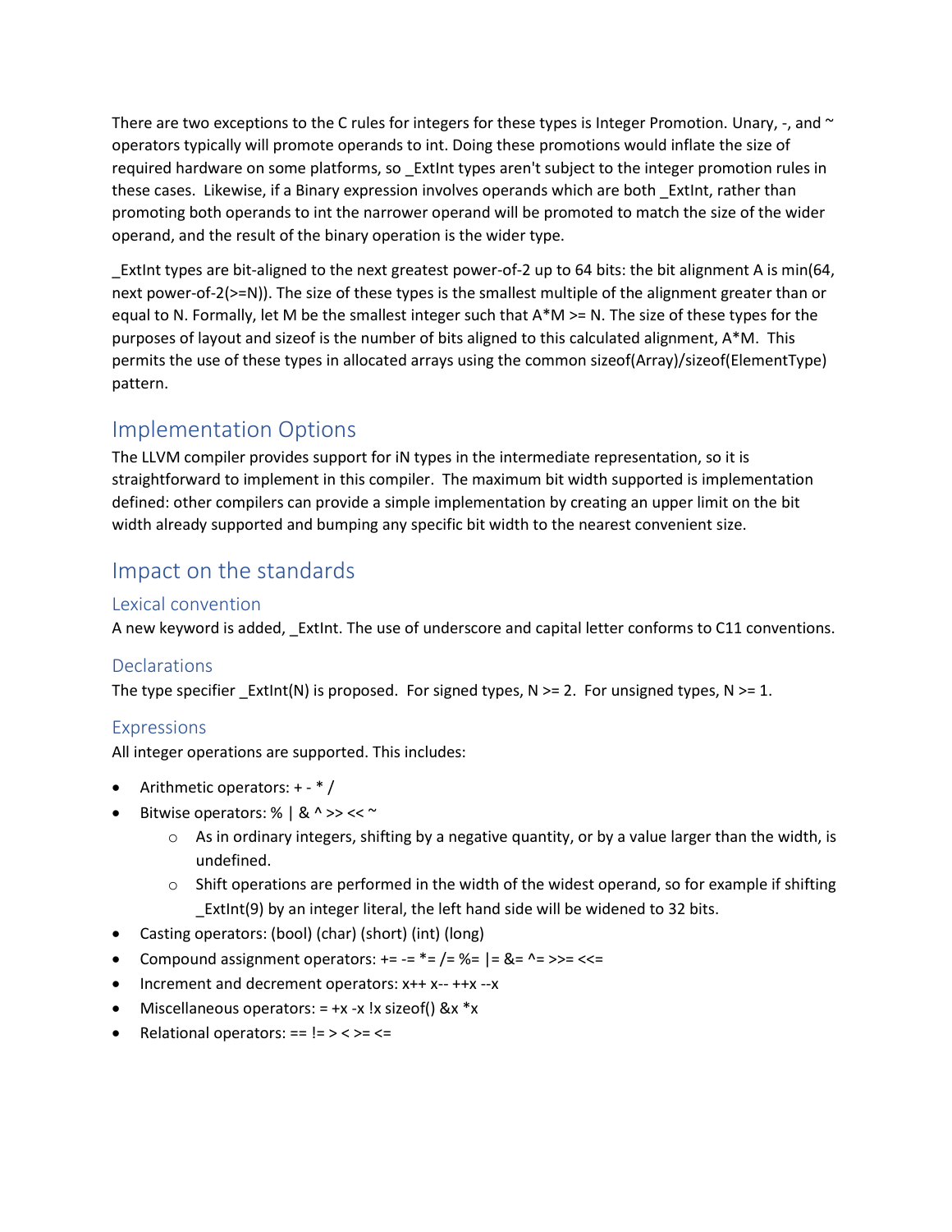There are two exceptions to the C rules for integers for these types is Integer Promotion. Unary, -, and ~ operators typically will promote operands to int. Doing these promotions would inflate the size of required hardware on some platforms, so _ExtInt types aren't subject to the integer promotion rules in these cases. Likewise, if a Binary expression involves operands which are both _ExtInt, rather than promoting both operands to int the narrower operand will be promoted to match the size of the wider operand, and the result of the binary operation is the wider type.

_ExtInt types are bit-aligned to the next greatest power-of-2 up to 64 bits: the bit alignment A is min(64, next power-of-2(>=N)). The size of these types is the smallest multiple of the alignment greater than or equal to N. Formally, let M be the smallest integer such that A*M >= N. The size of these types for the purposes of layout and sizeof is the number of bits aligned to this calculated alignment, A*M. This permits the use of these types in allocated arrays using the common sizeof(Array)/sizeof(ElementType) pattern.

## Implementation Options

The LLVM compiler provides support for iN types in the intermediate representation, so it is straightforward to implement in this compiler. The maximum bit width supported is implementation defined: other compilers can provide a simple implementation by creating an upper limit on the bit width already supported and bumping any specific bit width to the nearest convenient size.

## Impact on the standards

### Lexical convention

A new keyword is added, _ExtInt. The use of underscore and capital letter conforms to C11 conventions.

### Declarations

The type specifier _ExtInt(N) is proposed. For signed types, N >= 2. For unsigned types, N >= 1.

### Expressions

All integer operations are supported. This includes:

- Arithmetic operators: + - * /
- Bitwise operators: % | & ^ >> << ~
  - As in ordinary integers, shifting by a negative quantity, or by a value larger than the width, is undefined.
  - Shift operations are performed in the width of the widest operand, so for example if shifting _ExtInt(9) by an integer literal, the left hand side will be widened to 32 bits.
- Casting operators: (bool) (char) (short) (int) (long)
- Compound assignment operators: += -= *= /= %= |= &= ^= >>= <<=
- Increment and decrement operators: x++ x-- ++x --x
- Miscellaneous operators: = +x -x !x sizeof() &x *x
- Relational operators: == != > < >= <=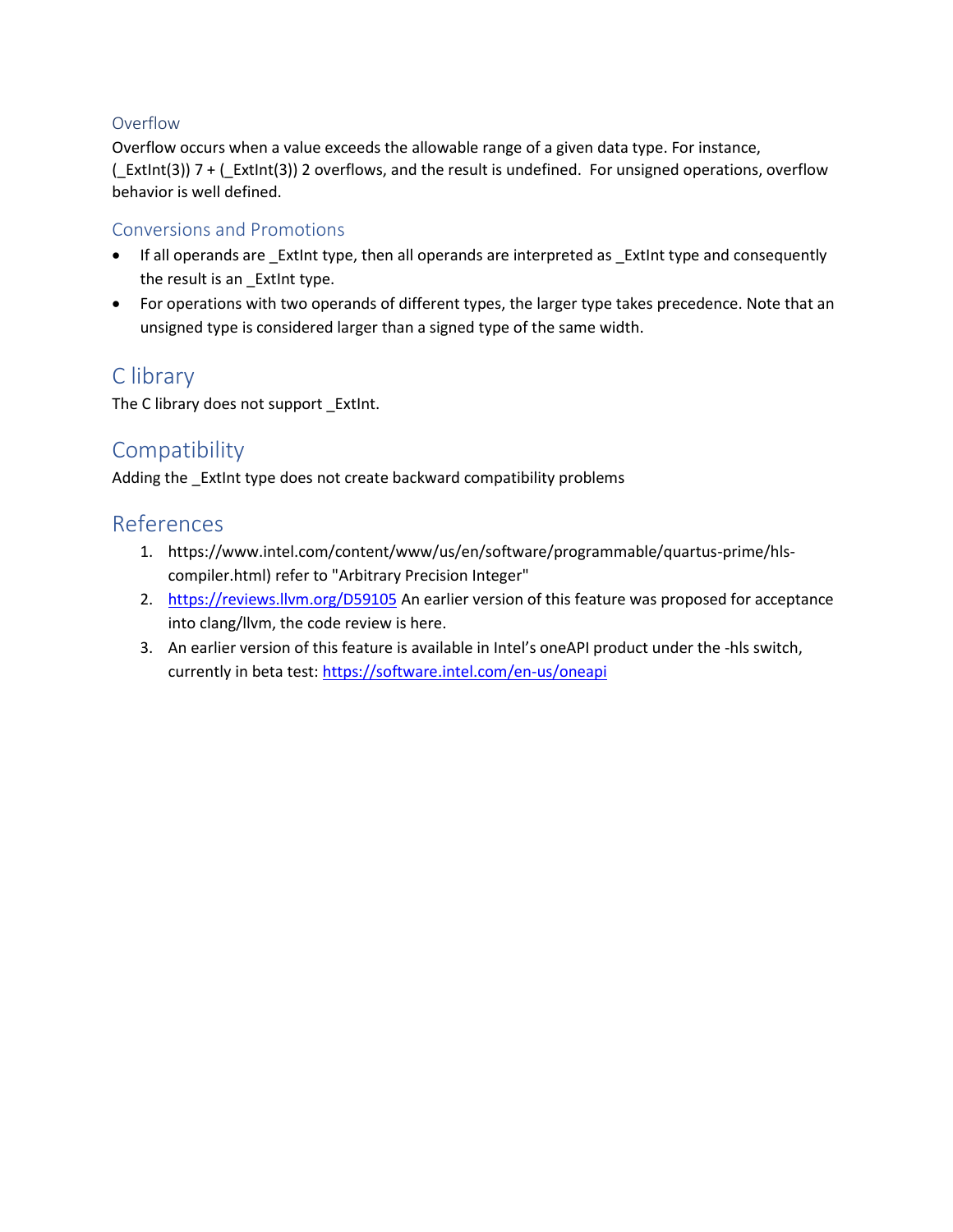### Overflow

Overflow occurs when a value exceeds the allowable range of a given data type. For instance, (_ExtInt(3)) 7 + (_ExtInt(3)) 2 overflows, and the result is undefined. For unsigned operations, overflow behavior is well defined.

### Conversions and Promotions

- If all operands are _ExtInt type, then all operands are interpreted as _ExtInt type and consequently the result is an _ExtInt type.
- For operations with two operands of different types, the larger type takes precedence. Note that an unsigned type is considered larger than a signed type of the same width.

## C library

The C library does not support _ExtInt.

## Compatibility

Adding the _ExtInt type does not create backward compatibility problems

## References

1. https://www.intel.com/content/www/us/en/software/programmable/quartus-prime/hls-compiler.html) refer to "Arbitrary Precision Integer"
2. https://reviews.llvm.org/D59105 An earlier version of this feature was proposed for acceptance into clang/llvm, the code review is here.
3. An earlier version of this feature is available in Intel's oneAPI product under the -hls switch, currently in beta test: https://software.intel.com/en-us/oneapi